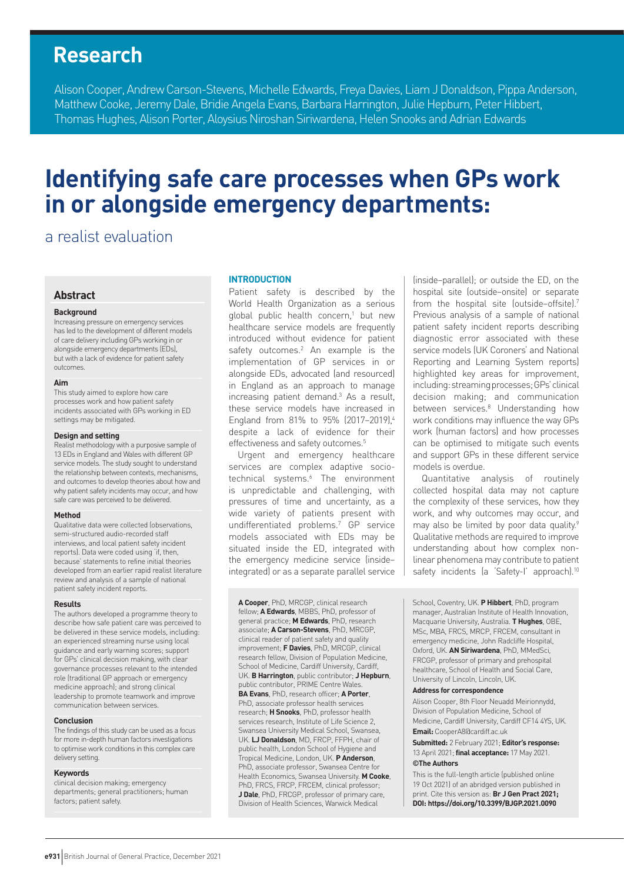# Research

Alison Cooper, Andrew Carson-Stevens, Michelle Edwards, Freya Davies, Liam J Donaldson, Pippa Anderson, Matthew Cooke, Jeremy Dale, Bridie Angela Evans, Barbara Harrington, Julie Hepburn, Peter Hibbert, Thomas Hughes, Alison Porter, Aloysius Niroshan Siriwardena, Helen Snooks and Adrian Edwards

# Identifying safe care processes when GPs work in or alongside emergency departments:

## a realist evaluation

## Abstract

### Background

Increasing pressure on emergency services has led to the development of different models of care delivery including GPs working in or alongside emergency departments (EDs), but with a lack of evidence for patient safety outcomes.

### Aim

This study aimed to explore how care processes work and how patient safety incidents associated with GPs working in ED settings may be mitigated.

### Design and setting

Realist methodology with a purposive sample of 13 EDs in England and Wales with different GP service models. The study sought to understand the relationship between contexts, mechanisms, and outcomes to develop theories about how and why patient safety incidents may occur, and how safe care was perceived to be delivered.

### Method

Qualitative data were collected (observations, semi-structured audio-recorded staff interviews, and local patient safety incident reports). Data were coded using 'if, then, because' statements to refine initial theories developed from an earlier rapid realist literature review and analysis of a sample of national patient safety incident reports.

### Results

The authors developed a programme theory to describe how safe patient care was perceived to be delivered in these service models, including: an experienced streaming nurse using local guidance and early warning scores; support for GPs' clinical decision making, with clear governance processes relevant to the intended role (traditional GP approach or emergency medicine approach); and strong clinical leadership to promote teamwork and improve communication between services.

### Conclusion

The findings of this study can be used as a focus for more in-depth human factors investigations to optimise work conditions in this complex care delivery setting.

### Keywords

clinical decision making; emergency departments; general practitioners; human factors; patient safety.

## INTRODUCTION

Patient safety is described by the World Health Organization as a serious global public health concern,[1] but new healthcare service models are frequently introduced without evidence for patient safety outcomes.[2] An example is the implementation of GP services in or alongside EDs, advocated (and resourced) in England as an approach to manage increasing patient demand.[3] As a result, these service models have increased in England from 81% to 95% (2017–2019),[4] despite a lack of evidence for their effectiveness and safety outcomes.[5]

Urgent and emergency healthcare services are complex adaptive socio-technical systems.[6] The environment is unpredictable and challenging, with pressures of time and uncertainty, as a wide variety of patients present with undifferentiated problems.[7] GP service models associated with EDs may be situated inside the ED, integrated with the emergency medicine service (inside–integrated) or as a separate parallel service (inside–parallel); or outside the ED, on the hospital site (outside–onsite) or separate from the hospital site (outside–offsite).[7] Previous analysis of a sample of national patient safety incident reports describing diagnostic error associated with these service models (UK Coroners' and National Reporting and Learning System reports) highlighted key areas for improvement, including: streaming processes; GPs' clinical decision making; and communication between services.[8] Understanding how work conditions may influence the way GPs work (human factors) and how processes can be optimised to mitigate such events and support GPs in these different service models is overdue.

Quantitative analysis of routinely collected hospital data may not capture the complexity of these services, how they work, and why outcomes may occur, and may also be limited by poor data quality.[9] Qualitative methods are required to improve understanding about how complex non-linear phenomena may contribute to patient safety incidents (a 'Safety-I' approach).[10]

**A Cooper**, PhD, MRCGP, clinical research fellow; **A Edwards**, MBBS, PhD, professor of general practice; **M Edwards**, PhD, research associate; **A Carson-Stevens**, PhD, MRCGP, clinical reader of patient safety and quality improvement; **F Davies**, PhD, MRCGP, clinical research fellow, Division of Population Medicine, School of Medicine, Cardiff University, Cardiff, UK. **B Harrington**, public contributor; **J Hepburn**, public contributor, PRIME Centre Wales. **BA Evans**, PhD, associate professor health services research; **A Porter**, PhD, research officer; **H Snooks**, PhD, professor health services research, Institute of Life Science 2, Swansea University Medical School, Swansea, UK. **LJ Donaldson**, MD, FRCP, FFPH, chair of public health, London School of Hygiene and Tropical Medicine, London, UK. **P Anderson**, PhD, associate professor, Swansea Centre for Health Economics, Swansea University. **M Cooke**, PhD, FRCS, FRCP, FRCEM, clinical professor; **J Dale**, PhD, FRCGP, professor of primary care, Division of Health Sciences, Warwick Medical School, Coventry, UK. **P Hibbert**, PhD, program manager, Australian Institute of Health Innovation, Macquarie University, Australia. **T Hughes**, OBE, MSc, MBA, FRCS, MRCP, FRCEM, consultant in emergency medicine, John Radcliffe Hospital, Oxford, UK. **AN Siriwardena**, PhD, MMedSci, FRCGP, professor of primary and prehospital healthcare, School of Health and Social Care, University of Lincoln, Lincoln, UK.

**Address for correspondence**

Alison Cooper, 8th Floor Neuadd Meirionnydd, Division of Population Medicine, School of Medicine, Cardiff University, Cardiff CF14 4YS, UK.

**Email:** CooperA8@cardiff.ac.uk

**Submitted:** 2 February 2021; **Editor's response:** 13 April 2021; **final acceptance:** 17 May 2021.

**©The Authors**

This is the full-length article (published online 19 Oct 2021) of an abridged version published in print. Cite this version as: **Br J Gen Pract 2021; DOI: https://doi.org/10.3399/BJGP.2021.0090**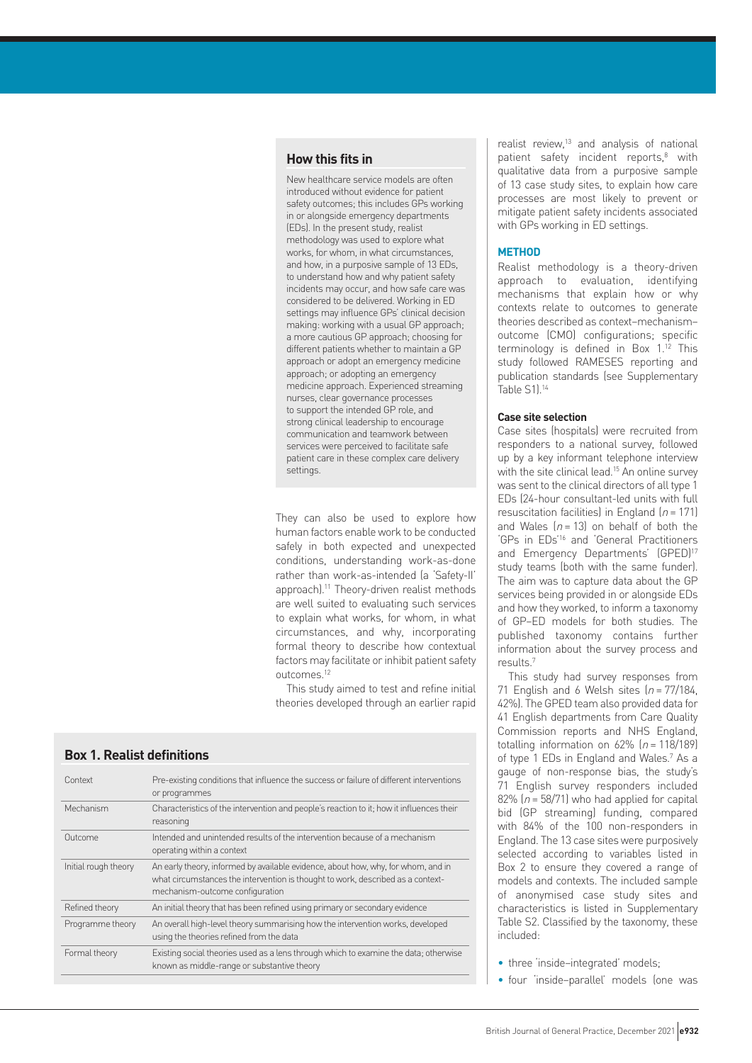## How this fits in

New healthcare service models are often introduced without evidence for patient safety outcomes; this includes GPs working in or alongside emergency departments (EDs). In the present study, realist methodology was used to explore what works, for whom, in what circumstances, and how, in a purposive sample of 13 EDs, to understand how and why patient safety incidents may occur, and how safe care was considered to be delivered. Working in ED settings may influence GPs' clinical decision making: working with a usual GP approach; a more cautious GP approach; choosing for different patients whether to maintain a GP approach or adopt an emergency medicine approach; or adopting an emergency medicine approach. Experienced streaming nurses, clear governance processes to support the intended GP role, and strong clinical leadership to encourage communication and teamwork between services were perceived to facilitate safe patient care in these complex care delivery settings.

They can also be used to explore how human factors enable work to be conducted safely in both expected and unexpected conditions, understanding work-as-done rather than work-as-intended (a 'Safety-II' approach).[11] Theory-driven realist methods are well suited to evaluating such services to explain what works, for whom, in what circumstances, and why, incorporating formal theory to describe how contextual factors may facilitate or inhibit patient safety outcomes.[12]

This study aimed to test and refine initial theories developed through an earlier rapid realist review,[13] and analysis of national patient safety incident reports,[8] with qualitative data from a purposive sample of 13 case study sites, to explain how care processes are most likely to prevent or mitigate patient safety incidents associated with GPs working in ED settings.

### Box 1. Realist definitions

| | |
|---|---|
| Context | Pre-existing conditions that influence the success or failure of different interventions or programmes |
| Mechanism | Characteristics of the intervention and people's reaction to it; how it influences their reasoning |
| Outcome | Intended and unintended results of the intervention because of a mechanism operating within a context |
| Initial rough theory | An early theory, informed by available evidence, about how, why, for whom, and in what circumstances the intervention is thought to work, described as a context-mechanism-outcome configuration |
| Refined theory | An initial theory that has been refined using primary or secondary evidence |
| Programme theory | An overall high-level theory summarising how the intervention works, developed using the theories refined from the data |
| Formal theory | Existing social theories used as a lens through which to examine the data; otherwise known as middle-range or substantive theory |

## METHOD

Realist methodology is a theory-driven approach to evaluation, identifying mechanisms that explain how or why contexts relate to outcomes to generate theories described as context–mechanism–outcome (CMO) configurations; specific terminology is defined in Box 1.[12] This study followed RAMESES reporting and publication standards (see Supplementary Table S1).[14]

### Case site selection

Case sites (hospitals) were recruited from responders to a national survey, followed up by a key informant telephone interview with the site clinical lead.[15] An online survey was sent to the clinical directors of all type 1 EDs (24-hour consultant-led units with full resuscitation facilities) in England ($n$ = 171) and Wales ($n$ = 13) on behalf of both the 'GPs in EDs'[16] and 'General Practitioners and Emergency Departments' (GPED)[17] study teams (both with the same funder). The aim was to capture data about the GP services being provided in or alongside EDs and how they worked, to inform a taxonomy of GP–ED models for both studies. The published taxonomy contains further information about the survey process and results.[7]

This study had survey responses from 71 English and 6 Welsh sites ($n$ = 77/184, 42%). The GPED team also provided data for 41 English departments from Care Quality Commission reports and NHS England, totalling information on 62% ($n$ = 118/189) of type 1 EDs in England and Wales.[7] As a gauge of non-response bias, the study's 71 English survey responders included 82% ($n$ = 58/71) who had applied for capital bid (GP streaming) funding, compared with 84% of the 100 non-responders in England. The 13 case sites were purposively selected according to variables listed in Box 2 to ensure they covered a range of models and contexts. The included sample of anonymised case study sites and characteristics is listed in Supplementary Table S2. Classified by the taxonomy, these included:

- three 'inside–integrated' models;
- four 'inside–parallel' models (one was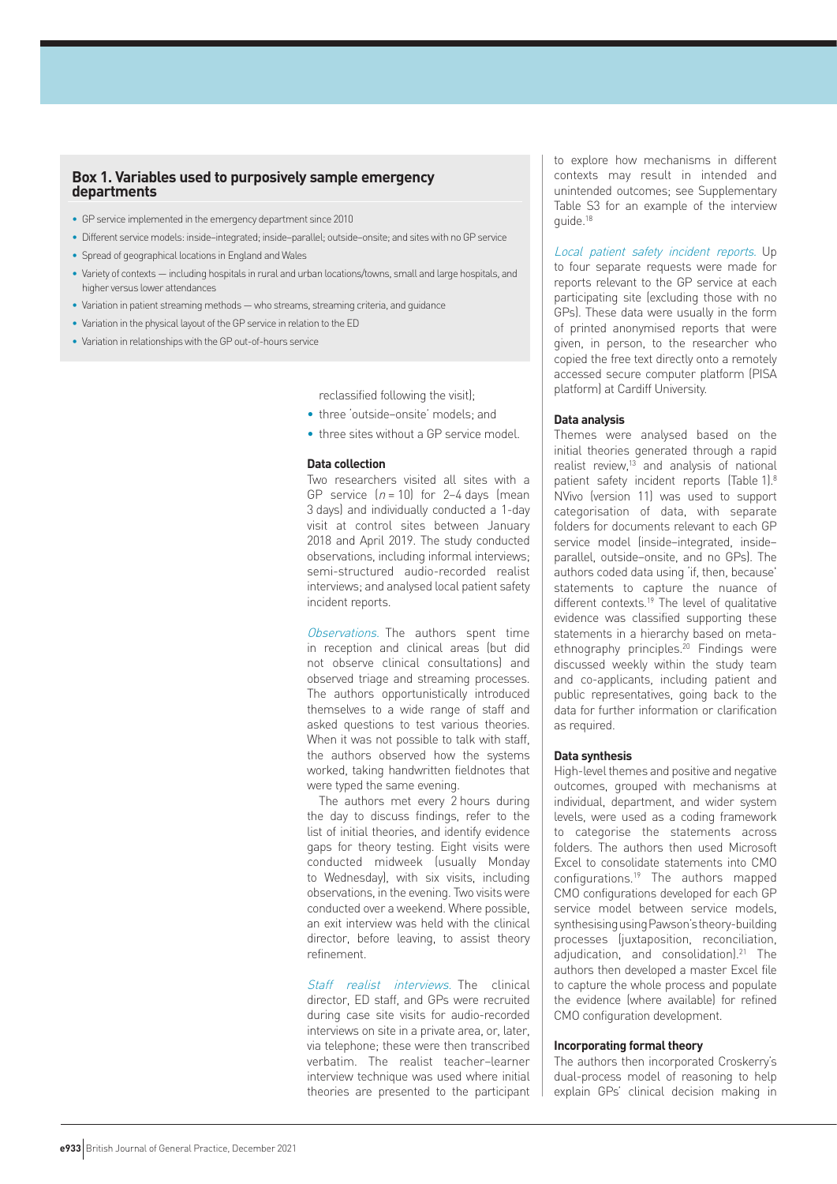**Box 1. Variables used to purposively sample emergency departments**

- GP service implemented in the emergency department since 2010
- Different service models: inside–integrated; inside–parallel; outside–onsite; and sites with no GP service
- Spread of geographical locations in England and Wales
- Variety of contexts — including hospitals in rural and urban locations/towns, small and large hospitals, and higher versus lower attendances
- Variation in patient streaming methods — who streams, streaming criteria, and guidance
- Variation in the physical layout of the GP service in relation to the ED
- Variation in relationships with the GP out-of-hours service

reclassified following the visit);

- three 'outside–onsite' models; and
- three sites without a GP service model.

### Data collection

Two researchers visited all sites with a GP service ($n = 10$) for 2–4 days (mean 3 days) and individually conducted a 1-day visit at control sites between January 2018 and April 2019. The study conducted observations, including informal interviews; semi-structured audio-recorded realist interviews; and analysed local patient safety incident reports.

*Observations.* The authors spent time in reception and clinical areas (but did not observe clinical consultations) and observed triage and streaming processes. The authors opportunistically introduced themselves to a wide range of staff and asked questions to test various theories. When it was not possible to talk with staff, the authors observed how the systems worked, taking handwritten fieldnotes that were typed the same evening.

The authors met every 2 hours during the day to discuss findings, refer to the list of initial theories, and identify evidence gaps for theory testing. Eight visits were conducted midweek (usually Monday to Wednesday), with six visits, including observations, in the evening. Two visits were conducted over a weekend. Where possible, an exit interview was held with the clinical director, before leaving, to assist theory refinement.

*Staff realist interviews.* The clinical director, ED staff, and GPs were recruited during case site visits for audio-recorded interviews on site in a private area, or, later, via telephone; these were then transcribed verbatim. The realist teacher–learner interview technique was used where initial theories are presented to the participant to explore how mechanisms in different contexts may result in intended and unintended outcomes; see Supplementary Table S3 for an example of the interview guide.[18]

*Local patient safety incident reports.* Up to four separate requests were made for reports relevant to the GP service at each participating site (excluding those with no GPs). These data were usually in the form of printed anonymised reports that were given, in person, to the researcher who copied the free text directly onto a remotely accessed secure computer platform (PISA platform) at Cardiff University.

### Data analysis

Themes were analysed based on the initial theories generated through a rapid realist review,[13] and analysis of national patient safety incident reports (Table 1).[8] NVivo (version 11) was used to support categorisation of data, with separate folders for documents relevant to each GP service model (inside–integrated, inside–parallel, outside–onsite, and no GPs). The authors coded data using 'if, then, because' statements to capture the nuance of different contexts.[19] The level of qualitative evidence was classified supporting these statements in a hierarchy based on meta-ethnography principles.[20] Findings were discussed weekly within the study team and co-applicants, including patient and public representatives, going back to the data for further information or clarification as required.

### Data synthesis

High-level themes and positive and negative outcomes, grouped with mechanisms at individual, department, and wider system levels, were used as a coding framework to categorise the statements across folders. The authors then used Microsoft Excel to consolidate statements into CMO configurations.[19] The authors mapped CMO configurations developed for each GP service model between service models, synthesising using Pawson's theory-building processes (juxtaposition, reconciliation, adjudication, and consolidation).[21] The authors then developed a master Excel file to capture the whole process and populate the evidence (where available) for refined CMO configuration development.

### Incorporating formal theory

The authors then incorporated Croskerry's dual-process model of reasoning to help explain GPs' clinical decision making in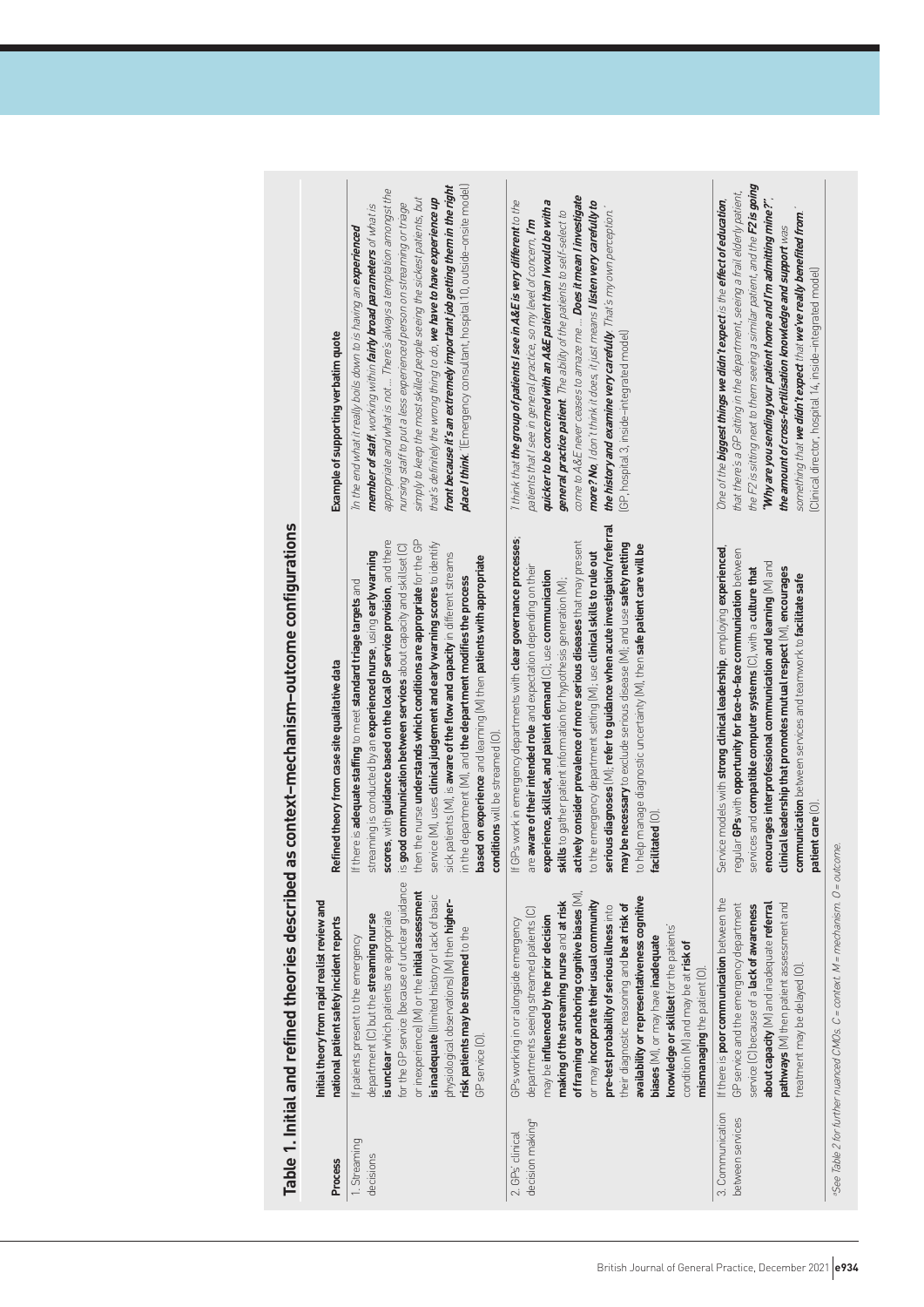**Table 1. Initial and refined theories described as context–mechanism–outcome configurations**

| Process | Initial theory from rapid realist review and national patient safety incident reports | Refined theory from case site qualitative data | Example of supporting verbatim quote |
|---|---|---|---|
| 1. Streaming decisions | If patients present to the emergency department (C) but the **streaming nurse is unclear** which patients are appropriate for the GP service (because of unclear guidance or inexperience) (M) or the **initial assessment is inadequate** (limited history or lack of basic physiological observations) (M) then **higher-risk patients may be streamed** to the GP service (O). | If there is **adequate staffing** to meet **standard triage targets** and streaming is conducted by an **experienced nurse**, using **early warning scores**, with **guidance based on the local GP service provision**, and there is **good communication between services** about capacity and skillset (C) then the nurse **understands which conditions are appropriate** for the GP service (M), uses **clinical judgement and early warning scores** to identify sick patients (M), is **aware of the flow and capacity** in different streams in the department (M), and **the department modifies the process based on experience** and learning (M) then **patients with appropriate conditions** will be streamed (O). | *'In the end what it really boils down to is having an **experienced member of staff**, working within **fairly broad parameters** of what is appropriate and what is not … There's always a temptation amongst the nursing staff to put a less experienced person on streaming or triage simply to keep the most skilled people seeing the sickest patients, but that's definitely the wrong thing to do, **we have to have experience up front because it's an extremely important job getting them in the right place I think**.'* (Emergency consultant, hospital 10, outside–onsite model) |
| 2. GPs' clinical decision making[a] | GPs working in or alongside emergency departments seeing streamed patients (C) may be **influenced by the prior decision making of the streaming nurse** and **at risk of framing or anchoring cognitive biases** (M), or may **incorporate their usual community pre-test probability of serious illness** into their diagnostic reasoning and **be at risk of availability or representativeness cognitive biases** (M), or may have **inadequate knowledge or skillset** for the patients' condition (M) and may be at **risk of mismanaging** the patient (O). | If GPs work in emergency departments with **clear governance processes**, are **aware of their intended role** and expectation depending on their **experience, skillset, and patient demand** (C); use **communication skills** to gather patient information for hypothesis generation (M); **actively consider prevalence of more serious diseases** that may present to the emergency department setting (M); use **clinical skills to rule out serious diagnoses** (M); **refer to guidance when acute investigation/referral may be necessary** to exclude serious disease (M); and use **safety netting** to help manage diagnostic uncertainty (M), then **safe patient care will be facilitated** (O). | *'I think that **the group of patients I see in A&E is very different** to the patients that I see in general practice, so my level of concern, **I'm quicker to be concerned with an A&E patient than I would be with a general practice patient**. The ability of the patients to self-select to come to A&E never ceases to amaze me … **Does it mean I investigate more? No**. I don't think it does, it just means **I listen very carefully to the history and examine very carefully**. That's my own perception.'* (GP, hospital 3, inside-integrated model) |
| 3. Communication between services | If there is **poor communication** between the GP service and the emergency department service (C) because of a **lack of awareness about capacity** (M) and inadequate **referral pathways** (M) then patient assessment and treatment may be delayed (O). | Service models with **strong clinical leadership**, employing **experienced**, regular **GPs** with **opportunity for face-to-face communication** between services and **compatible computer systems** (C), with a **culture that encourages interprofessional communication and learning** (M) and **clinical leadership that promotes mutual respect** (M), **encourages communication** between services and teamwork to **facilitate safe patient care** (O). | *'One of the **biggest things we didn't expect** is the **effect of education**, that there's a GP sitting in the department, seeing a frail elderly patient, the F2 is sitting next to them seeing a similar patient, and the **F2 is going "Why are you sending your patient home and I'm admitting mine?"**, **the amount of cross-fertilisation knowledge and support** was something that **we didn't expect** that **we've really benefited from**.'* (Clinical director, hospital 14, inside-integrated model) |

[a] See Table 2 for further nuanced CMOs. C = context. M = mechanism. O = outcome.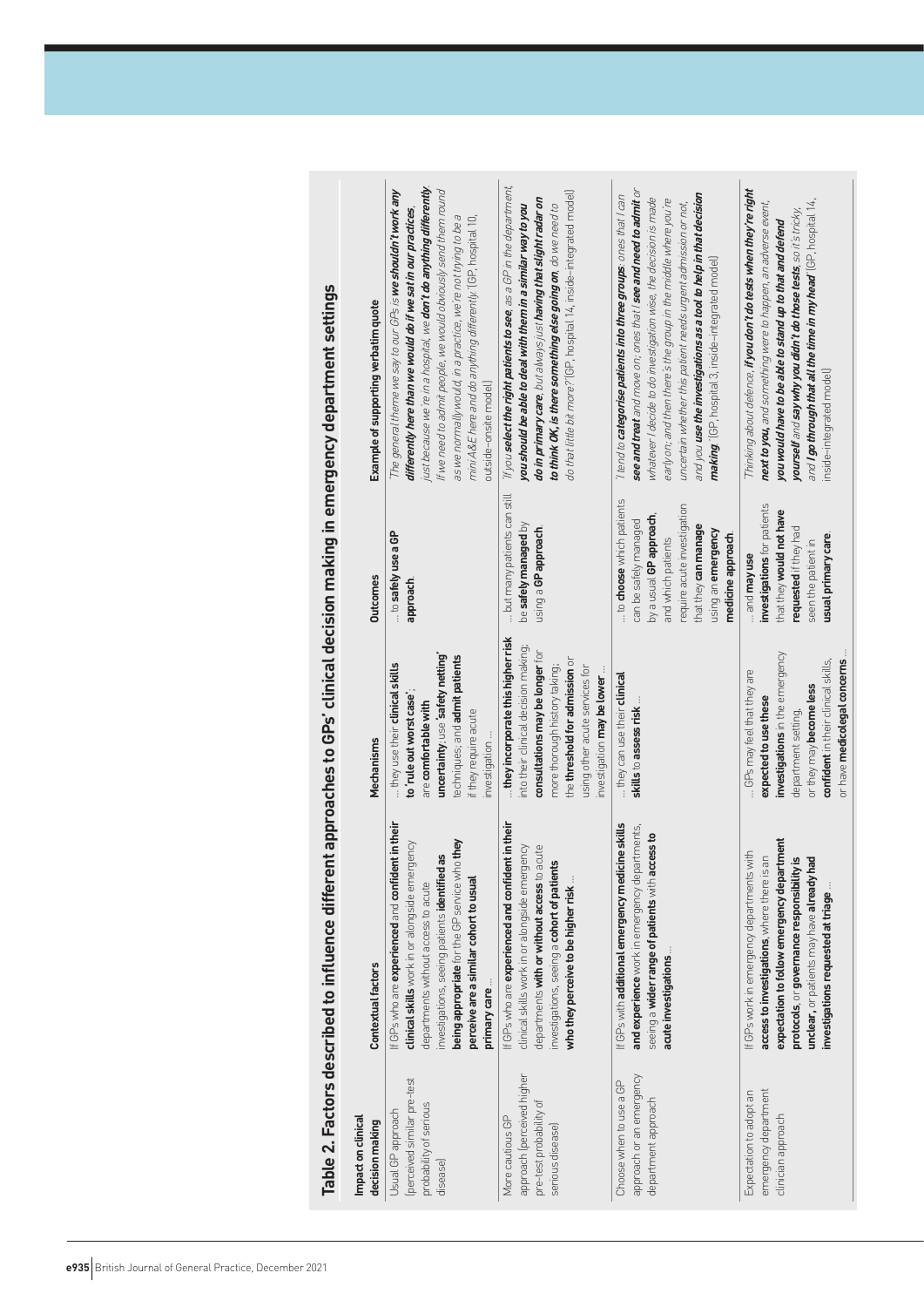**Table 2. Factors described to influence different approaches to GPs' clinical decision making in emergency department settings**

| Impact on clinical decision making | Contextual factors | Mechanisms | Outcomes | Example of supporting verbatim quote |
|---|---|---|---|---|
| Usual GP approach (perceived similar pre-test probability of serious disease) | If GPs who are **experienced** and **confident in their clinical skills** work in or alongside emergency departments without access to acute investigations, seeing patients **identified as being appropriate** for the GP service who **they perceive are a similar cohort to usual primary care** ... | ... they use their **clinical skills** to **'rule out worst case'**; are **comfortable with uncertainty**; use **'safety netting'** techniques; and **admit patients** if they require acute investigation ... | ... to **safely use a GP approach**. | *'The general theme we say to our GPs is **we shouldn't work any differently here than we would do if we sat in our practices**, just because we're in a hospital, we **don't do anything differently**. If we need to admit people, we would obviously send them round as we normally would, in a practice, we're not trying to be a mini A&E here and do anything differently.'* (GP, hospital 10, outside-onsite model) |
| More cautious GP approach (perceived higher pre-test probability of serious disease) | If GPs who are **experienced and confident in their** clinical skills work in or alongside emergency departments **with or without access** to acute investigations, seeing a **cohort of patients who they perceive to be higher risk** ... | ... **they incorporate this higher risk** into their clinical decision making; **consultations may be longer** for more thorough history taking; the **threshold for admission** or using other acute services for investigation **may be lower** ... | ... but many patients can still be **safely managed** by using a **GP approach**. | *'If you **select the right patients to see**, as a GP in the department, **you should be able to deal with them in a similar way to you do in primary care**, but always just **having that slight radar on to think OK, is there something else going on**, do we need to do that little bit more?'* (GP, hospital 14, inside-integrated model) |
| Choose when to use a GP approach or an emergency department approach | If GPs with **additional emergency medicine skills and experience** work in emergency departments, seeing a **wider range of patients** with **access to acute investigations** ... | ... they can use their **clinical skills to assess risk** ... | ... to **choose** which patients can be safely managed by a usual **GP approach**, and which patients require acute investigation that they **can manage** using an **emergency medicine approach**. | *'I tend to **categorise patients into three groups**; ones that I can **see and treat** and move on; ones that I **see and need to admit** or whatever I decide to do investigation wise, the decision is made early on; and then there's the group in the middle where you're uncertain whether this patient needs urgent admission or not, and you **use the investigations as a tool to help in that decision making**.'* (GP, hospital 3, inside-integrated model) |
| Expectation to adopt an emergency department clinician approach | If GPs work in emergency departments with **access to investigations**, where there is an **expectation to follow emergency department protocols**, or **governance responsibility is unclear**, or patients may have **already had investigations requested at triage** ... | ... GPs may feel that they are **expected to use these investigations** in the emergency department setting, or they may **become less confident** in their clinical skills, or have **medicolegal concerns** ... | ... and **may use investigations** for patients that they **would not have requested** if they had seen the patient in **usual primary care**. | *'Thinking about defence, **if you don't do tests when they're right next to you**, and something were to happen, an adverse event, **you would have to be able to stand up to that and defend yourself** and **say why you didn't do those tests**, so it's tricky, and **I go through that all the time in my head**.'* (GP, hospital 14, inside-integrated model) |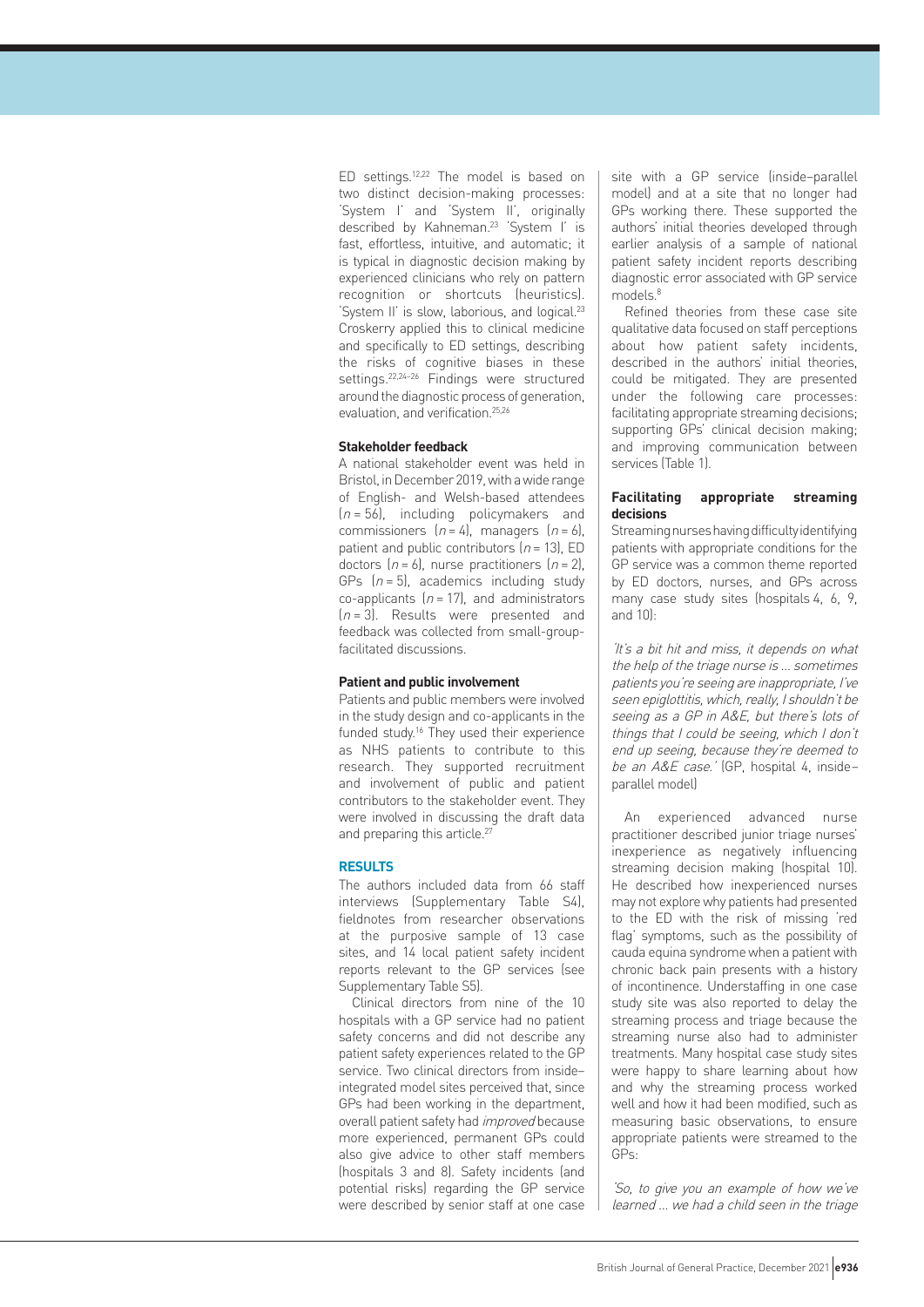ED settings.[12,22] The model is based on two distinct decision-making processes: 'System I' and 'System II', originally described by Kahneman.[23] 'System I' is fast, effortless, intuitive, and automatic; it is typical in diagnostic decision making by experienced clinicians who rely on pattern recognition or shortcuts (heuristics). 'System II' is slow, laborious, and logical.[23] Croskerry applied this to clinical medicine and specifically to ED settings, describing the risks of cognitive biases in these settings.[22,24–26] Findings were structured around the diagnostic process of generation, evaluation, and verification.[25,26]

### Stakeholder feedback

A national stakeholder event was held in Bristol, in December 2019, with a wide range of English- and Welsh-based attendees ($n$ = 56), including policymakers and commissioners ($n$ = 4), managers ($n$ = 6), patient and public contributors ($n$ = 13), ED doctors ($n$ = 6), nurse practitioners ($n$ = 2), GPs ($n$ = 5), academics including study co-applicants ($n$ = 17), and administrators ($n$ = 3). Results were presented and feedback was collected from small-group-facilitated discussions.

### Patient and public involvement

Patients and public members were involved in the study design and co-applicants in the funded study.[16] They used their experience as NHS patients to contribute to this research. They supported recruitment and involvement of public and patient contributors to the stakeholder event. They were involved in discussing the draft data and preparing this article.[27]

## RESULTS

The authors included data from 66 staff interviews (Supplementary Table S4), fieldnotes from researcher observations at the purposive sample of 13 case sites, and 14 local patient safety incident reports relevant to the GP services (see Supplementary Table S5).

Clinical directors from nine of the 10 hospitals with a GP service had no patient safety concerns and did not describe any patient safety experiences related to the GP service. Two clinical directors from inside–integrated model sites perceived that, since GPs had been working in the department, overall patient safety had *improved* because more experienced, permanent GPs could also give advice to other staff members (hospitals 3 and 8). Safety incidents (and potential risks) regarding the GP service were described by senior staff at one case site with a GP service (inside–parallel model) and at a site that no longer had GPs working there. These supported the authors' initial theories developed through earlier analysis of a sample of national patient safety incident reports describing diagnostic error associated with GP service models.[8]

Refined theories from these case site qualitative data focused on staff perceptions about how patient safety incidents, described in the authors' initial theories, could be mitigated. They are presented under the following care processes: facilitating appropriate streaming decisions; supporting GPs' clinical decision making; and improving communication between services (Table 1).

### Facilitating appropriate streaming decisions

Streaming nurses having difficulty identifying patients with appropriate conditions for the GP service was a common theme reported by ED doctors, nurses, and GPs across many case study sites (hospitals 4, 6, 9, and 10):

*'It's a bit hit and miss, it depends on what the help of the triage nurse is … sometimes patients you're seeing are inappropriate, I've seen epiglottitis, which, really, I shouldn't be seeing as a GP in A&E, but there's lots of things that I could be seeing, which I don't end up seeing, because they're deemed to be an A&E case.'* (GP, hospital 4, inside–parallel model)

An experienced advanced nurse practitioner described junior triage nurses' inexperience as negatively influencing streaming decision making (hospital 10). He described how inexperienced nurses may not explore why patients had presented to the ED with the risk of missing 'red flag' symptoms, such as the possibility of cauda equina syndrome when a patient with chronic back pain presents with a history of incontinence. Understaffing in one case study site was also reported to delay the streaming process and triage because the streaming nurse also had to administer treatments. Many hospital case study sites were happy to share learning about how and why the streaming process worked well and how it had been modified, such as measuring basic observations, to ensure appropriate patients were streamed to the GPs:

*'So, to give you an example of how we've learned … we had a child seen in the triage*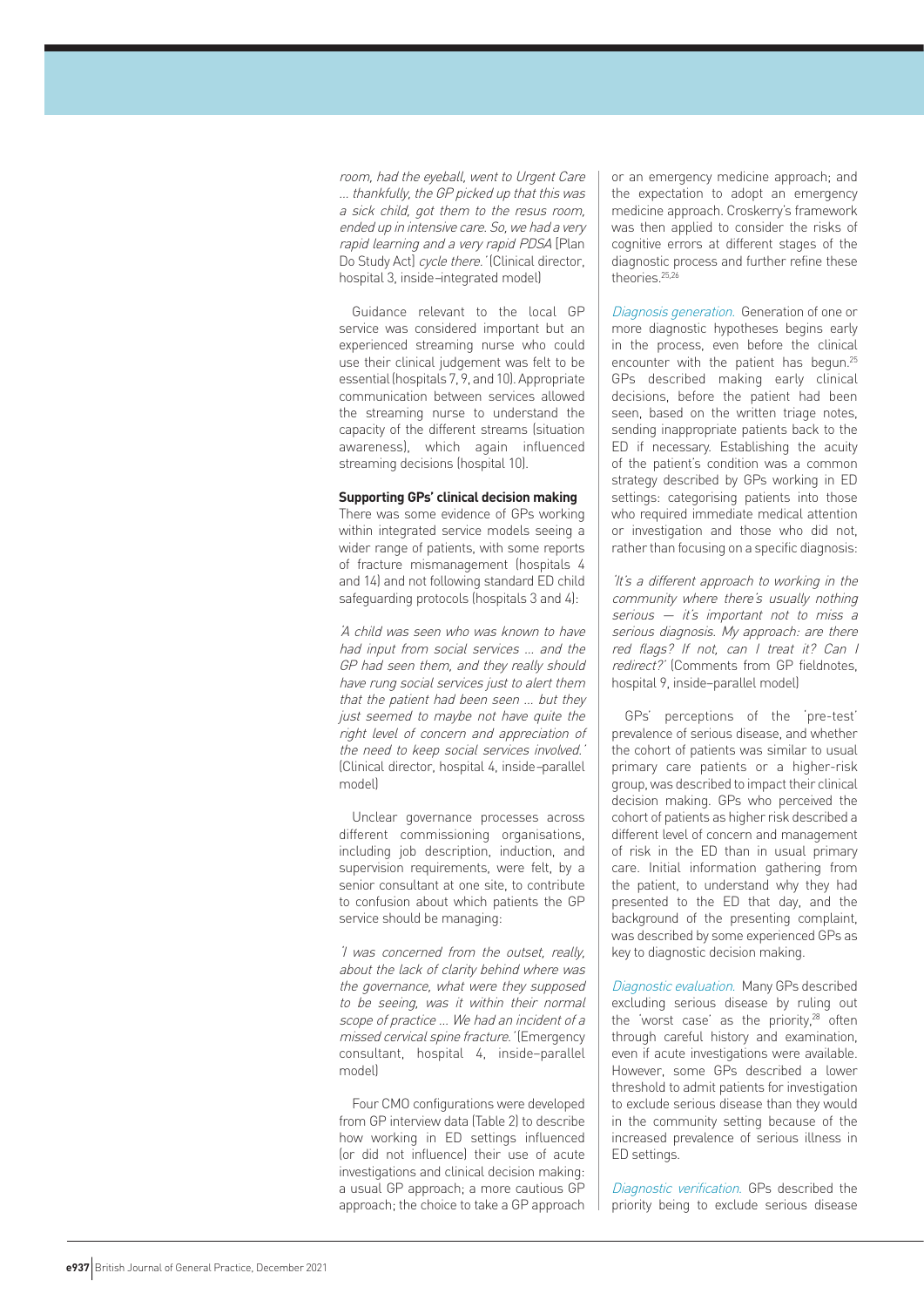*room, had the eyeball, went to Urgent Care … thankfully, the GP picked up that this was a sick child, got them to the resus room, ended up in intensive care. So, we had a very rapid learning and a very rapid PDSA* [Plan Do Study Act] *cycle there.*' (Clinical director, hospital 3, inside–integrated model)

Guidance relevant to the local GP service was considered important but an experienced streaming nurse who could use their clinical judgement was felt to be essential (hospitals 7, 9, and 10). Appropriate communication between services allowed the streaming nurse to understand the capacity of the different streams (situation awareness), which again influenced streaming decisions (hospital 10).

**Supporting GPs' clinical decision making**

There was some evidence of GPs working within integrated service models seeing a wider range of patients, with some reports of fracture mismanagement (hospitals 4 and 14) and not following standard ED child safeguarding protocols (hospitals 3 and 4):

'*A child was seen who was known to have had input from social services … and the GP had seen them, and they really should have rung social services just to alert them that the patient had been seen … but they just seemed to maybe not have quite the right level of concern and appreciation of the need to keep social services involved.*' (Clinical director, hospital 4, inside–parallel model)

Unclear governance processes across different commissioning organisations, including job description, induction, and supervision requirements, were felt, by a senior consultant at one site, to contribute to confusion about which patients the GP service should be managing:

'*I was concerned from the outset, really, about the lack of clarity behind where was the governance, what were they supposed to be seeing, was it within their normal scope of practice … We had an incident of a missed cervical spine fracture.*' (Emergency consultant, hospital 4, inside–parallel model)

Four CMO configurations were developed from GP interview data (Table 2) to describe how working in ED settings influenced (or did not influence) their use of acute investigations and clinical decision making: a usual GP approach; a more cautious GP approach; the choice to take a GP approach or an emergency medicine approach; and the expectation to adopt an emergency medicine approach. Croskerry's framework was then applied to consider the risks of cognitive errors at different stages of the diagnostic process and further refine these theories.[25,26]

*Diagnosis generation.* Generation of one or more diagnostic hypotheses begins early in the process, even before the clinical encounter with the patient has begun.[25] GPs described making early clinical decisions, before the patient had been seen, based on the written triage notes, sending inappropriate patients back to the ED if necessary. Establishing the acuity of the patient's condition was a common strategy described by GPs working in ED settings: categorising patients into those who required immediate medical attention or investigation and those who did not, rather than focusing on a specific diagnosis:

'*It's a different approach to working in the community where there's usually nothing serious — it's important not to miss a serious diagnosis. My approach: are there red flags? If not, can I treat it? Can I redirect?*' (Comments from GP fieldnotes, hospital 9, inside–parallel model)

GPs' perceptions of the 'pre-test' prevalence of serious disease, and whether the cohort of patients was similar to usual primary care patients or a higher-risk group, was described to impact their clinical decision making. GPs who perceived the cohort of patients as higher risk described a different level of concern and management of risk in the ED than in usual primary care. Initial information gathering from the patient, to understand why they had presented to the ED that day, and the background of the presenting complaint, was described by some experienced GPs as key to diagnostic decision making.

*Diagnostic evaluation.* Many GPs described excluding serious disease by ruling out the 'worst case' as the priority,[28] often through careful history and examination, even if acute investigations were available. However, some GPs described a lower threshold to admit patients for investigation to exclude serious disease than they would in the community setting because of the increased prevalence of serious illness in ED settings.

*Diagnostic verification.* GPs described the priority being to exclude serious disease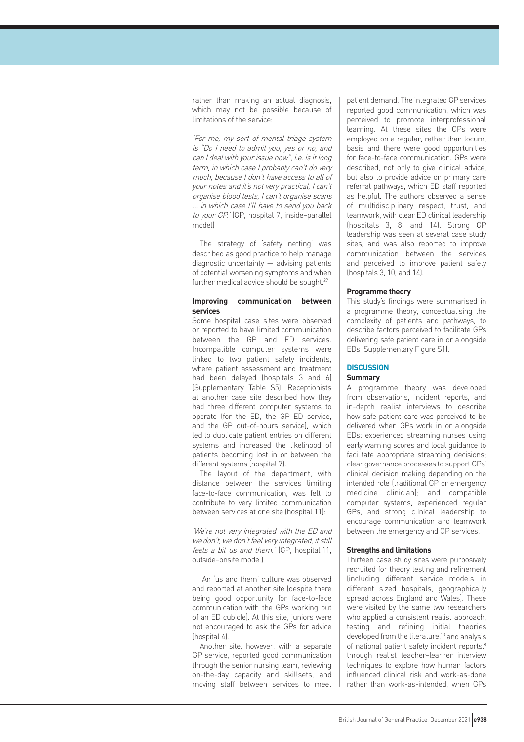rather than making an actual diagnosis, which may not be possible because of limitations of the service:

*'For me, my sort of mental triage system is "Do I need to admit you, yes or no, and can I deal with your issue now", i.e. is it long term, in which case I probably can't do very much, because I don't have access to all of your notes and it's not very practical, I can't organise blood tests, I can't organise scans … in which case I'll have to send you back to your GP.'* (GP, hospital 7, inside–parallel model)

The strategy of 'safety netting' was described as good practice to help manage diagnostic uncertainty — advising patients of potential worsening symptoms and when further medical advice should be sought.[29]

### Improving communication between services

Some hospital case sites were observed or reported to have limited communication between the GP and ED services. Incompatible computer systems were linked to two patient safety incidents, where patient assessment and treatment had been delayed (hospitals 3 and 6) (Supplementary Table S5). Receptionists at another case site described how they had three different computer systems to operate (for the ED, the GP–ED service, and the GP out-of-hours service), which led to duplicate patient entries on different systems and increased the likelihood of patients becoming lost in or between the different systems (hospital 7).

The layout of the department, with distance between the services limiting face-to-face communication, was felt to contribute to very limited communication between services at one site (hospital 11):

*'We're not very integrated with the ED and we don't, we don't feel very integrated, it still feels a bit us and them.'* (GP, hospital 11, outside–onsite model)

An 'us and them' culture was observed and reported at another site (despite there being good opportunity for face-to-face communication with the GPs working out of an ED cubicle). At this site, juniors were not encouraged to ask the GPs for advice (hospital 4).

Another site, however, with a separate GP service, reported good communication through the senior nursing team, reviewing on-the-day capacity and skillsets, and moving staff between services to meet patient demand. The integrated GP services reported good communication, which was perceived to promote interprofessional learning. At these sites the GPs were employed on a regular, rather than locum, basis and there were good opportunities for face-to-face communication. GPs were described, not only to give clinical advice, but also to provide advice on primary care referral pathways, which ED staff reported as helpful. The authors observed a sense of multidisciplinary respect, trust, and teamwork, with clear ED clinical leadership (hospitals 3, 8, and 14). Strong GP leadership was seen at several case study sites, and was also reported to improve communication between the services and perceived to improve patient safety (hospitals 3, 10, and 14).

### Programme theory

This study's findings were summarised in a programme theory, conceptualising the complexity of patients and pathways, to describe factors perceived to facilitate GPs delivering safe patient care in or alongside EDs (Supplementary Figure S1).

## DISCUSSION

### Summary

A programme theory was developed from observations, incident reports, and in-depth realist interviews to describe how safe patient care was perceived to be delivered when GPs work in or alongside EDs: experienced streaming nurses using early warning scores and local guidance to facilitate appropriate streaming decisions; clear governance processes to support GPs' clinical decision making depending on the intended role (traditional GP or emergency medicine clinician); and compatible computer systems, experienced regular GPs, and strong clinical leadership to encourage communication and teamwork between the emergency and GP services.

### Strengths and limitations

Thirteen case study sites were purposively recruited for theory testing and refinement (including different service models in different sized hospitals, geographically spread across England and Wales). These were visited by the same two researchers who applied a consistent realist approach, testing and refining initial theories developed from the literature,[13] and analysis of national patient safety incident reports,[8] through realist teacher–learner interview techniques to explore how human factors influenced clinical risk and work-as-done rather than work-as-intended, when GPs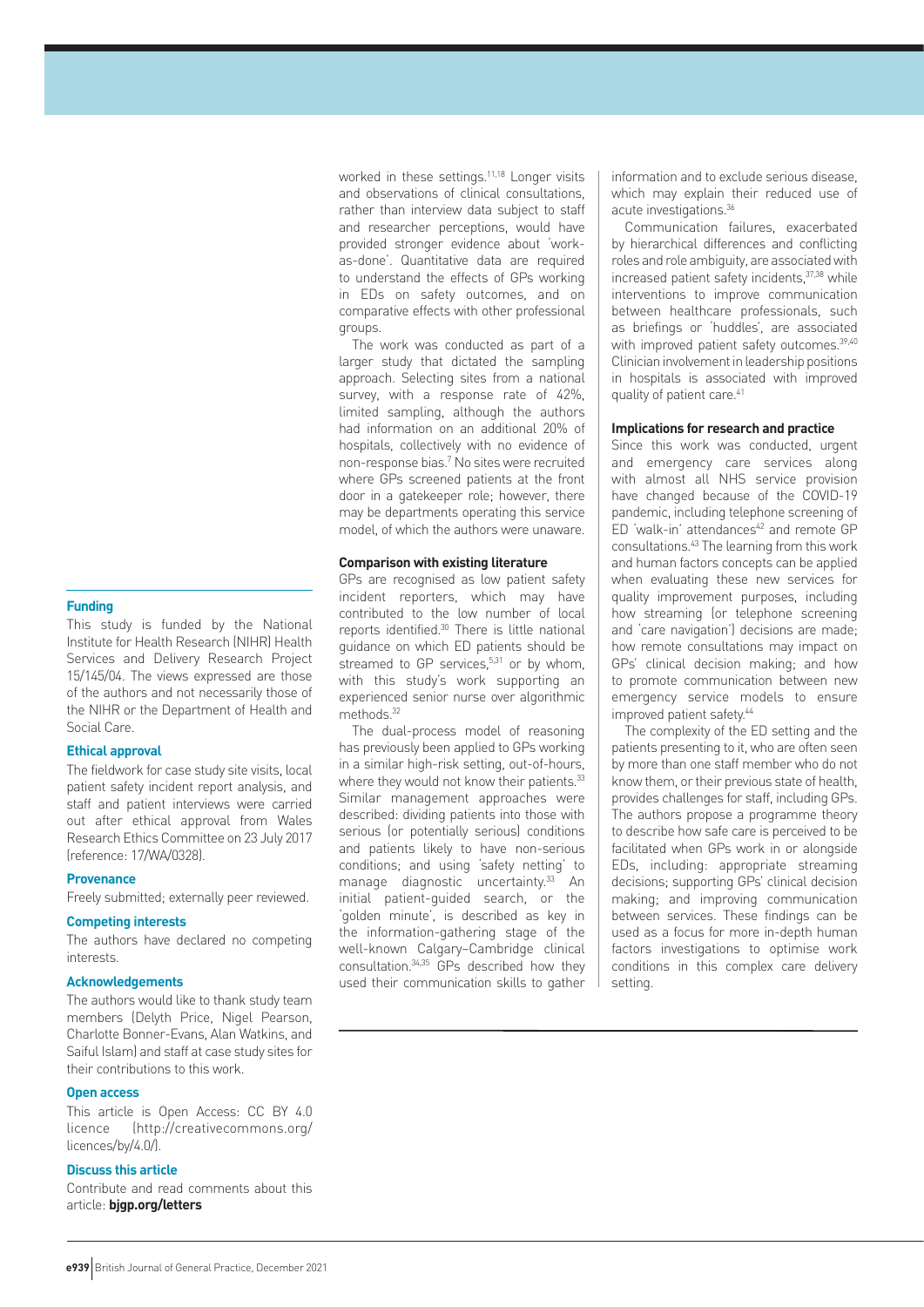worked in these settings.[11,18] Longer visits and observations of clinical consultations, rather than interview data subject to staff and researcher perceptions, would have provided stronger evidence about 'work-as-done'. Quantitative data are required to understand the effects of GPs working in EDs on safety outcomes, and on comparative effects with other professional groups.

The work was conducted as part of a larger study that dictated the sampling approach. Selecting sites from a national survey, with a response rate of 42%, limited sampling, although the authors had information on an additional 20% of hospitals, collectively with no evidence of non-response bias.[7] No sites were recruited where GPs screened patients at the front door in a gatekeeper role; however, there may be departments operating this service model, of which the authors were unaware.

### Comparison with existing literature

GPs are recognised as low patient safety incident reporters, which may have contributed to the low number of local reports identified.[30] There is little national guidance on which ED patients should be streamed to GP services,[5,31] or by whom, with this study's work supporting an experienced senior nurse over algorithmic methods.[32]

The dual-process model of reasoning has previously been applied to GPs working in a similar high-risk setting, out-of-hours, where they would not know their patients.[33] Similar management approaches were described: dividing patients into those with serious (or potentially serious) conditions and patients likely to have non-serious conditions; and using 'safety netting' to manage diagnostic uncertainty.[33] An initial patient-guided search, or the 'golden minute', is described as key in the information-gathering stage of the well-known Calgary–Cambridge clinical consultation.[34,35] GPs described how they used their communication skills to gather information and to exclude serious disease, which may explain their reduced use of acute investigations.[36]

Communication failures, exacerbated by hierarchical differences and conflicting roles and role ambiguity, are associated with increased patient safety incidents,[37,38] while interventions to improve communication between healthcare professionals, such as briefings or 'huddles', are associated with improved patient safety outcomes.[39,40] Clinician involvement in leadership positions in hospitals is associated with improved quality of patient care.[41]

### Implications for research and practice

Since this work was conducted, urgent and emergency care services along with almost all NHS service provision have changed because of the COVID-19 pandemic, including telephone screening of ED 'walk-in' attendances[42] and remote GP consultations.[43] The learning from this work and human factors concepts can be applied when evaluating these new services for quality improvement purposes, including how streaming (or telephone screening and 'care navigation') decisions are made; how remote consultations may impact on GPs' clinical decision making; and how to promote communication between new emergency service models to ensure improved patient safety.[44]

The complexity of the ED setting and the patients presenting to it, who are often seen by more than one staff member who do not know them, or their previous state of health, provides challenges for staff, including GPs. The authors propose a programme theory to describe how safe care is perceived to be facilitated when GPs work in or alongside EDs, including: appropriate streaming decisions; supporting GPs' clinical decision making; and improving communication between services. These findings can be used as a focus for more in-depth human factors investigations to optimise work conditions in this complex care delivery setting.

#### Funding

This study is funded by the National Institute for Health Research (NIHR) Health Services and Delivery Research Project 15/145/04. The views expressed are those of the authors and not necessarily those of the NIHR or the Department of Health and Social Care.

#### Ethical approval

The fieldwork for case study site visits, local patient safety incident report analysis, and staff and patient interviews were carried out after ethical approval from Wales Research Ethics Committee on 23 July 2017 (reference: 17/WA/0328).

#### Provenance

Freely submitted; externally peer reviewed.

#### Competing interests

The authors have declared no competing interests.

#### Acknowledgements

The authors would like to thank study team members (Delyth Price, Nigel Pearson, Charlotte Bonner-Evans, Alan Watkins, and Saiful Islam) and staff at case study sites for their contributions to this work.

#### Open access

This article is Open Access: CC BY 4.0 licence (http://creativecommons.org/licences/by/4.0/).

#### Discuss this article

Contribute and read comments about this article: **bjgp.org/letters**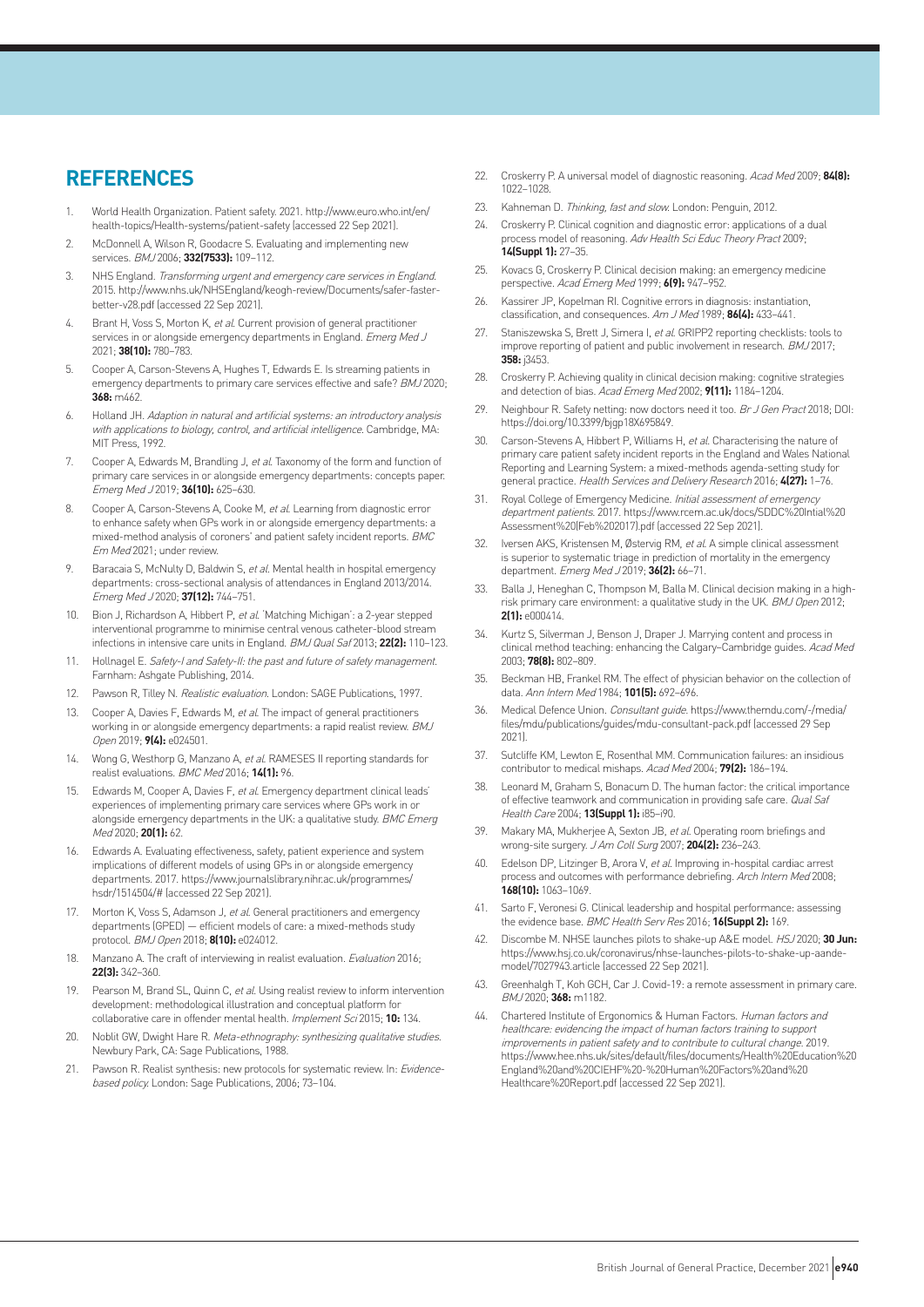## REFERENCES

1. World Health Organization. Patient safety. 2021. http://www.euro.who.int/en/health-topics/Health-systems/patient-safety (accessed 22 Sep 2021).
2. McDonnell A, Wilson R, Goodacre S. Evaluating and implementing new services. *BMJ* 2006; **332(7533):** 109–112.
3. NHS England. *Transforming urgent and emergency care services in England.* 2015. http://www.nhs.uk/NHSEngland/keogh-review/Documents/safer-faster-better-v28.pdf (accessed 22 Sep 2021).
4. Brant H, Voss S, Morton K, *et al.* Current provision of general practitioner services in or alongside emergency departments in England. *Emerg Med J* 2021; **38(10):** 780–783.
5. Cooper A, Carson-Stevens A, Hughes T, Edwards E. Is streaming patients in emergency departments to primary care services effective and safe? *BMJ* 2020; **368:** m462.
6. Holland JH. *Adaption in natural and artificial systems: an introductory analysis with applications to biology, control, and artificial intelligence.* Cambridge, MA: MIT Press, 1992.
7. Cooper A, Edwards M, Brandling J, *et al.* Taxonomy of the form and function of primary care services in or alongside emergency departments: concepts paper. *Emerg Med J* 2019; **36(10):** 625–630.
8. Cooper A, Carson-Stevens A, Cooke M, *et al.* Learning from diagnostic error to enhance safety when GPs work in or alongside emergency departments: a mixed-method analysis of coroners' and patient safety incident reports. *BMC Em Med* 2021; under review.
9. Baracaia S, McNulty D, Baldwin S, *et al.* Mental health in hospital emergency departments: cross-sectional analysis of attendances in England 2013/2014. *Emerg Med J* 2020; **37(12):** 744–751.
10. Bion J, Richardson A, Hibbert P, *et al.* 'Matching Michigan': a 2-year stepped interventional programme to minimise central venous catheter-blood stream infections in intensive care units in England. *BMJ Qual Saf* 2013; **22(2):** 110–123.
11. Hollnagel E. *Safety-I and Safety-II: the past and future of safety management.* Farnham: Ashgate Publishing, 2014.
12. Pawson R, Tilley N. *Realistic evaluation.* London: SAGE Publications, 1997.
13. Cooper A, Davies F, Edwards M, *et al.* The impact of general practitioners working in or alongside emergency departments: a rapid realist review. *BMJ Open* 2019; **9(4):** e024501.
14. Wong G, Westhorp G, Manzano A, *et al.* RAMESES II reporting standards for realist evaluations. *BMC Med* 2016; **14(1):** 96.
15. Edwards M, Cooper A, Davies F, *et al.* Emergency department clinical leads' experiences of implementing primary care services where GPs work in or alongside emergency departments in the UK: a qualitative study. *BMC Emerg Med* 2020; **20(1):** 62.
16. Edwards A. Evaluating effectiveness, safety, patient experience and system implications of different models of using GPs in or alongside emergency departments. 2017. https://www.journalslibrary.nihr.ac.uk/programmes/hsdr/1514504/# (accessed 22 Sep 2021).
17. Morton K, Voss S, Adamson J, *et al.* General practitioners and emergency departments (GPED) — efficient models of care: a mixed-methods study protocol. *BMJ Open* 2018; **8(10):** e024012.
18. Manzano A. The craft of interviewing in realist evaluation. *Evaluation* 2016; **22(3):** 342–360.
19. Pearson M, Brand SL, Quinn C, *et al.* Using realist review to inform intervention development: methodological illustration and conceptual platform for collaborative care in offender mental health. *Implement Sci* 2015; **10:** 134.
20. Noblit GW, Dwight Hare R. *Meta-ethnography: synthesizing qualitative studies.* Newbury Park, CA: Sage Publications, 1988.
21. Pawson R. Realist synthesis: new protocols for systematic review. In: *Evidence-based policy.* London: Sage Publications, 2006; 73–104.
22. Croskerry P. A universal model of diagnostic reasoning. *Acad Med* 2009; **84(8):** 1022–1028.
23. Kahneman D. *Thinking, fast and slow.* London: Penguin, 2012.
24. Croskerry P. Clinical cognition and diagnostic error: applications of a dual process model of reasoning. *Adv Health Sci Educ Theory Pract* 2009; **14(Suppl 1):** 27–35.
25. Kovacs G, Croskerry P. Clinical decision making: an emergency medicine perspective. *Acad Emerg Med* 1999; **6(9):** 947–952.
26. Kassirer JP, Kopelman RI. Cognitive errors in diagnosis: instantiation, classification, and consequences. *Am J Med* 1989; **86(4):** 433–441.
27. Staniszewska S, Brett J, Simera I, *et al.* GRIPP2 reporting checklists: tools to improve reporting of patient and public involvement in research. *BMJ* 2017; **358:** j3453.
28. Croskerry P. Achieving quality in clinical decision making: cognitive strategies and detection of bias. *Acad Emerg Med* 2002; **9(11):** 1184–1204.
29. Neighbour R. Safety netting: now doctors need it too. *Br J Gen Pract* 2018; DOI: https://doi.org/10.3399/bjgp18X695849.
30. Carson-Stevens A, Hibbert P, Williams H, *et al.* Characterising the nature of primary care patient safety incident reports in the England and Wales National Reporting and Learning System: a mixed-methods agenda-setting study for general practice. *Health Services and Delivery Research* 2016; **4(27):** 1–76.
31. Royal College of Emergency Medicine. *Initial assessment of emergency department patients.* 2017. https://www.rcem.ac.uk/docs/SDDC%20Intial%20Assessment%20(Feb%202017).pdf (accessed 22 Sep 2021).
32. Iversen AKS, Kristensen M, Østervig RM, *et al.* A simple clinical assessment is superior to systematic triage in prediction of mortality in the emergency department. *Emerg Med J* 2019; **36(2):** 66–71.
33. Balla J, Heneghan C, Thompson M, Balla M. Clinical decision making in a high-risk primary care environment: a qualitative study in the UK. *BMJ Open* 2012; **2(1):** e000414.
34. Kurtz S, Silverman J, Benson J, Draper J. Marrying content and process in clinical method teaching: enhancing the Calgary–Cambridge guides. *Acad Med* 2003; **78(8):** 802–809.
35. Beckman HB, Frankel RM. The effect of physician behavior on the collection of data. *Ann Intern Med* 1984; **101(5):** 692–696.
36. Medical Defence Union. *Consultant guide.* https://www.themdu.com/-/media/files/mdu/publications/guides/mdu-consultant-pack.pdf (accessed 29 Sep 2021).
37. Sutcliffe KM, Lewton E, Rosenthal MM. Communication failures: an insidious contributor to medical mishaps. *Acad Med* 2004; **79(2):** 186–194.
38. Leonard M, Graham S, Bonacum D. The human factor: the critical importance of effective teamwork and communication in providing safe care. *Qual Saf Health Care* 2004; **13(Suppl 1):** i85–i90.
39. Makary MA, Mukherjee A, Sexton JB, *et al.* Operating room briefings and wrong-site surgery. *J Am Coll Surg* 2007; **204(2):** 236–243.
40. Edelson DP, Litzinger B, Arora V, *et al.* Improving in-hospital cardiac arrest process and outcomes with performance debriefing. *Arch Intern Med* 2008; **168(10):** 1063–1069.
41. Sarto F, Veronesi G. Clinical leadership and hospital performance: assessing the evidence base. *BMC Health Serv Res* 2016; **16(Suppl 2):** 169.
42. Discombe M. NHSE launches pilots to shake-up A&E model. *HSJ* 2020; **30 Jun:** https://www.hsj.co.uk/coronavirus/nhse-launches-pilots-to-shake-up-aande-model/7027943.article (accessed 22 Sep 2021).
43. Greenhalgh T, Koh GCH, Car J. Covid-19: a remote assessment in primary care. *BMJ* 2020; **368:** m1182.
44. Chartered Institute of Ergonomics & Human Factors. *Human factors and healthcare: evidencing the impact of human factors training to support improvements in patient safety and to contribute to cultural change.* 2019. https://www.hee.nhs.uk/sites/default/files/documents/Health%20Education%20England%20and%20CIEHF%20-%20Human%20Factors%20and%20Healthcare%20Report.pdf (accessed 22 Sep 2021).